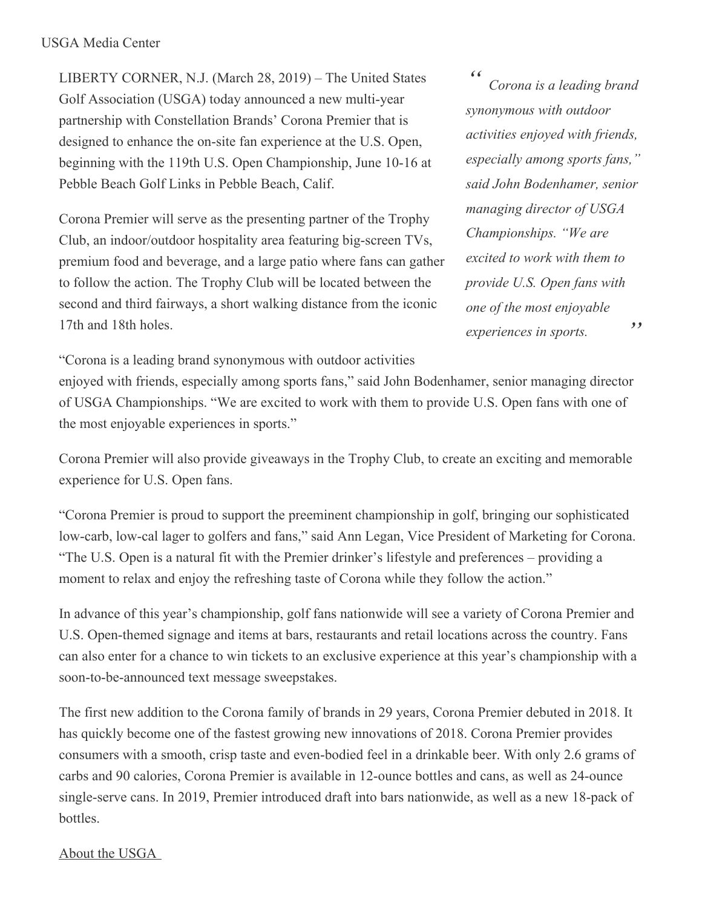USGA Media Center

LIBERTY CORNER, N.J. (March 28, 2019) – The United States Golf Association (USGA) today announced a new multi-year partnership with Constellation Brands' Corona Premier that is designed to enhance the on-site fan experience at the U.S. Open, beginning with the 119th U.S. Open Championship, June 10-16 at Pebble Beach Golf Links in Pebble Beach, Calif.

> *"Corona is a leading brand synonymous with outdoor activities enjoyed with friends, especially among sports fans," said John Bodenhamer, senior managing director of USGA Championships. "We are excited to work with them to provide U.S. Open fans with one of the most enjoyable experiences in sports."*

Corona Premier will serve as the presenting partner of the Trophy Club, an indoor/outdoor hospitality area featuring big-screen TVs, premium food and beverage, and a large patio where fans can gather to follow the action. The Trophy Club will be located between the second and third fairways, a short walking distance from the iconic 17th and 18th holes.

"Corona is a leading brand synonymous with outdoor activities enjoyed with friends, especially among sports fans," said John Bodenhamer, senior managing director of USGA Championships. "We are excited to work with them to provide U.S. Open fans with one of the most enjoyable experiences in sports."

Corona Premier will also provide giveaways in the Trophy Club, to create an exciting and memorable experience for U.S. Open fans.

"Corona Premier is proud to support the preeminent championship in golf, bringing our sophisticated low-carb, low-cal lager to golfers and fans," said Ann Legan, Vice President of Marketing for Corona. "The U.S. Open is a natural fit with the Premier drinker's lifestyle and preferences – providing a moment to relax and enjoy the refreshing taste of Corona while they follow the action."

In advance of this year's championship, golf fans nationwide will see a variety of Corona Premier and U.S. Open-themed signage and items at bars, restaurants and retail locations across the country. Fans can also enter for a chance to win tickets to an exclusive experience at this year's championship with a soon-to-be-announced text message sweepstakes.

The first new addition to the Corona family of brands in 29 years, Corona Premier debuted in 2018. It has quickly become one of the fastest growing new innovations of 2018. Corona Premier provides consumers with a smooth, crisp taste and even-bodied feel in a drinkable beer. With only 2.6 grams of carbs and 90 calories, Corona Premier is available in 12-ounce bottles and cans, as well as 24-ounce single-serve cans. In 2019, Premier introduced draft into bars nationwide, as well as a new 18-pack of bottles.

About the USGA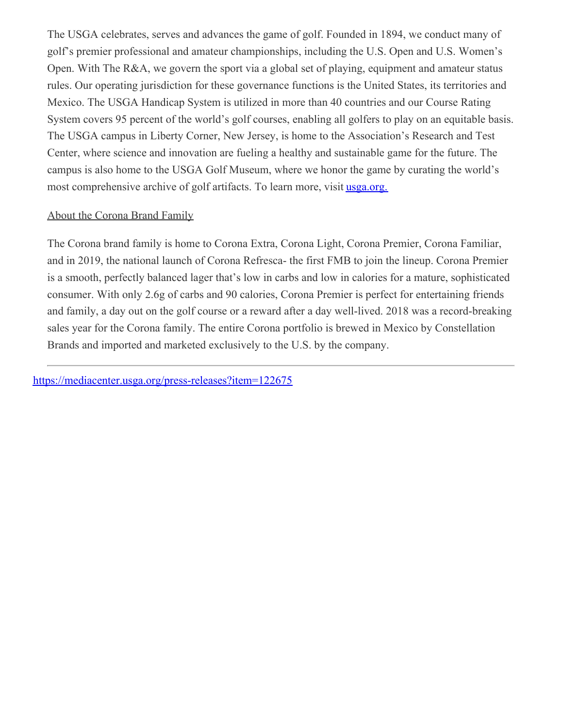The USGA celebrates, serves and advances the game of golf. Founded in 1894, we conduct many of golf's premier professional and amateur championships, including the U.S. Open and U.S. Women's Open. With The R&A, we govern the sport via a global set of playing, equipment and amateur status rules. Our operating jurisdiction for these governance functions is the United States, its territories and Mexico. The USGA Handicap System is utilized in more than 40 countries and our Course Rating System covers 95 percent of the world's golf courses, enabling all golfers to play on an equitable basis. The USGA campus in Liberty Corner, New Jersey, is home to the Association's Research and Test Center, where science and innovation are fueling a healthy and sustainable game for the future. The campus is also home to the USGA Golf Museum, where we honor the game by curating the world's most comprehensive archive of golf artifacts. To learn more, visit [usga.org.](usga.org)

About the Corona Brand Family

The Corona brand family is home to Corona Extra, Corona Light, Corona Premier, Corona Familiar, and in 2019, the national launch of Corona Refresca- the first FMB to join the lineup. Corona Premier is a smooth, perfectly balanced lager that's low in carbs and low in calories for a mature, sophisticated consumer. With only 2.6g of carbs and 90 calories, Corona Premier is perfect for entertaining friends and family, a day out on the golf course or a reward after a day well-lived. 2018 was a record-breaking sales year for the Corona family. The entire Corona portfolio is brewed in Mexico by Constellation Brands and imported and marketed exclusively to the U.S. by the company.

---

https://mediacenter.usga.org/press-releases?item=122675